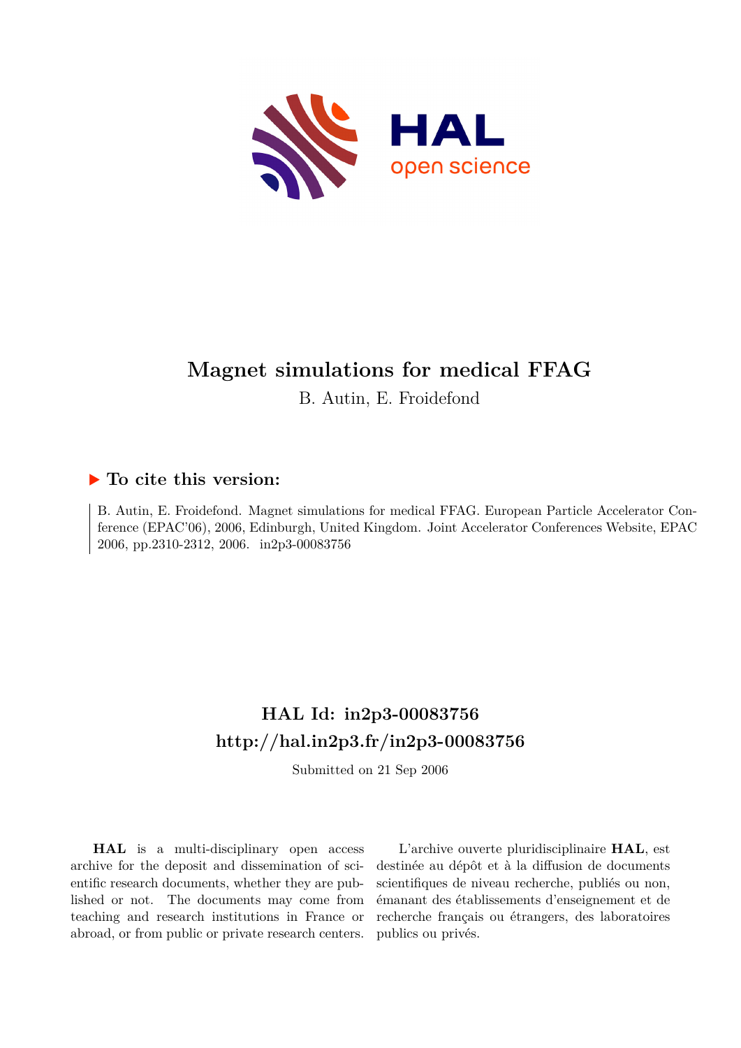# Magnet simulations for medical FFAG

B. Autin, E. Froidefond

## ▶ To cite this version:

B. Autin, E. Froidefond. Magnet simulations for medical FFAG. European Particle Accelerator Conference (EPAC'06), 2006, Edinburgh, United Kingdom. Joint Accelerator Conferences Website, EPAC 2006, pp.2310-2312, 2006. in2p3-00083756

## HAL Id: in2p3-00083756
## http://hal.in2p3.fr/in2p3-00083756

Submitted on 21 Sep 2006

**HAL** is a multi-disciplinary open access archive for the deposit and dissemination of scientific research documents, whether they are published or not. The documents may come from teaching and research institutions in France or abroad, or from public or private research centers.

L'archive ouverte pluridisciplinaire **HAL**, est destinée au dépôt et à la diffusion de documents scientifiques de niveau recherche, publiés ou non, émanant des établissements d'enseignement et de recherche français ou étrangers, des laboratoires publics ou privés.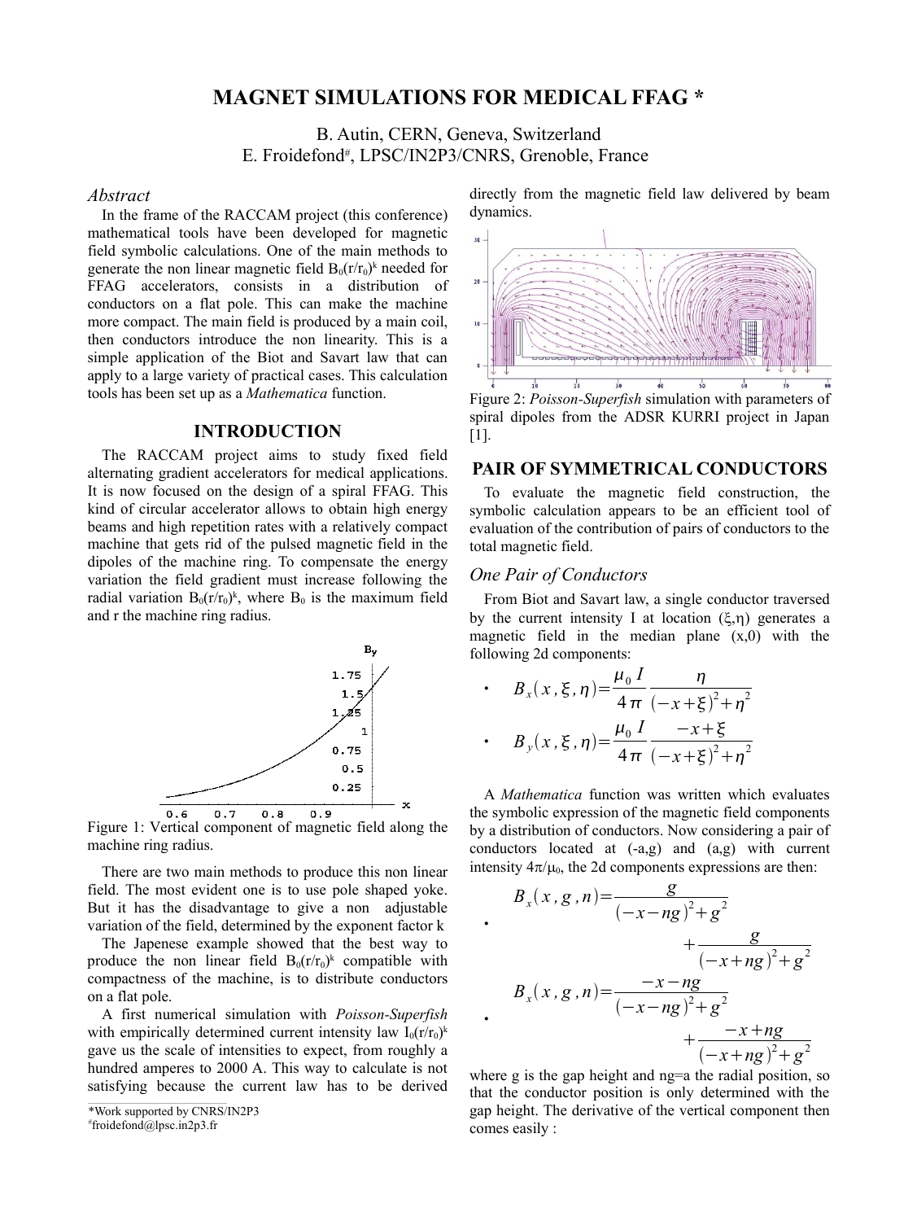# MAGNET SIMULATIONS FOR MEDICAL FFAG *

B. Autin, CERN, Geneva, Switzerland
E. Froidefond#, LPSC/IN2P3/CNRS, Grenoble, France

### *Abstract*

In the frame of the RACCAM project (this conference) mathematical tools have been developed for magnetic field symbolic calculations. One of the main methods to generate the non linear magnetic field $B_0(r/r_0)^k$ needed for FFAG accelerators, consists in a distribution of conductors on a flat pole. This can make the machine more compact. The main field is produced by a main coil, then conductors introduce the non linearity. This is a simple application of the Biot and Savart law that can apply to a large variety of practical cases. This calculation tools has been set up as a *Mathematica* function.

## INTRODUCTION

The RACCAM project aims to study fixed field alternating gradient accelerators for medical applications. It is now focused on the design of a spiral FFAG. This kind of circular accelerator allows to obtain high energy beams and high repetition rates with a relatively compact machine that gets rid of the pulsed magnetic field in the dipoles of the machine ring. To compensate the energy variation the field gradient must increase following the radial variation $B_0(r/r_0)^k$, where $B_0$ is the maximum field and r the machine ring radius.

Figure 1: Vertical component of magnetic field along the machine ring radius.

There are two main methods to produce this non linear field. The most evident one is to use pole shaped yoke. But it has the disadvantage to give a non adjustable variation of the field, determined by the exponent factor k

The Japanese example showed that the best way to produce the non linear field $B_0(r/r_0)^k$ compatible with compactness of the machine, is to distribute conductors on a flat pole.

A first numerical simulation with *Poisson-Superfish* with empirically determined current intensity law $I_0(r/r_0)^k$ gave us the scale of intensities to expect, from roughly a hundred amperes to 2000 A. This way to calculate is not satisfying because the current law has to be derived directly from the magnetic field law delivered by beam dynamics.

Figure 2: *Poisson-Superfish* simulation with parameters of spiral dipoles from the ADSR KURRI project in Japan [1].

## PAIR OF SYMMETRICAL CONDUCTORS

To evaluate the magnetic field construction, the symbolic calculation appears to be an efficient tool of evaluation of the contribution of pairs of conductors to the total magnetic field.

### *One Pair of Conductors*

From Biot and Savart law, a single conductor traversed by the current intensity I at location (ξ,η) generates a magnetic field in the median plane (x,0) with the following 2d components:

- $$B_x(x,\xi,\eta)=\frac{\mu_0 I}{4\pi}\frac{\eta}{(-x+\xi)^2+\eta^2}$$
- $$B_y(x,\xi,\eta)=\frac{\mu_0 I}{4\pi}\frac{-x+\xi}{(-x+\xi)^2+\eta^2}$$

A *Mathematica* function was written which evaluates the symbolic expression of the magnetic field components by a distribution of conductors. Now considering a pair of conductors located at (-a,g) and (a,g) with current intensity $4\pi/\mu_0$, the 2d components expressions are then:

- $$B_x(x,g,n)=\frac{g}{(-x-ng)^2+g^2}+\frac{g}{(-x+ng)^2+g^2}$$
- $$B_x(x,g,n)=\frac{-x-ng}{(-x-ng)^2+g^2}+\frac{-x+ng}{(-x+ng)^2+g^2}$$

where g is the gap height and ng=a the radial position, so that the conductor position is only determined with the gap height. The derivative of the vertical component then comes easily :

*Work supported by CNRS/IN2P3
#froidefond@lpsc.in2p3.fr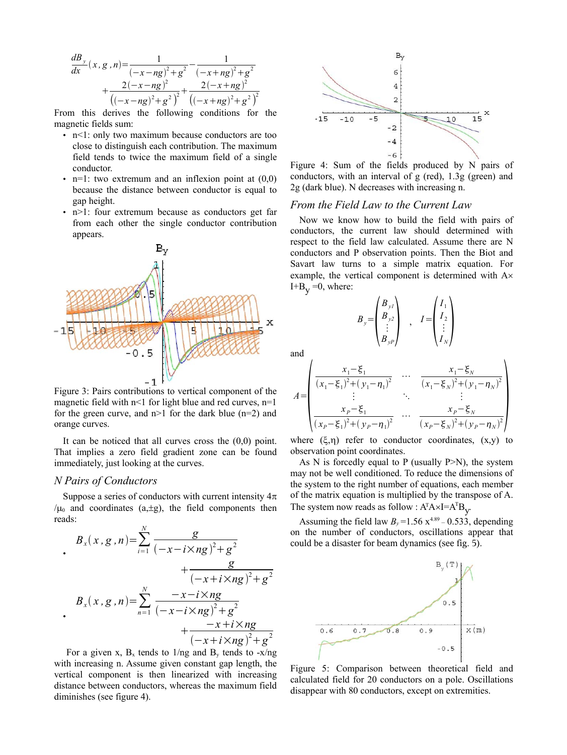$$\frac{dB_y}{dx}(x,g,n)=\frac{1}{(-x-ng)^2+g^2}-\frac{1}{(-x+ng)^2+g^2}+\frac{2(-x-ng)^2}{\left((-x-ng)^2+g^2\right)^2}+\frac{2(-x+ng)^2}{\left((-x+ng)^2+g^2\right)^2}$$

From this derives the following conditions for the magnetic fields sum:

- n<1: only two maximum because conductors are too close to distinguish each contribution. The maximum field tends to twice the maximum field of a single conductor.
- n=1: two extremum and an inflexion point at (0,0) because the distance between conductor is equal to gap height.
- n>1: four extremum because as conductors get far from each other the single conductor contribution appears.

Figure 3: Pairs contributions to vertical component of the magnetic field with n<1 for light blue and red curves, n=1 for the green curve, and n>1 for the dark blue (n=2) and orange curves.

It can be noticed that all curves cross the (0,0) point. That implies a zero field gradient zone can be found immediately, just looking at the curves.

## N Pairs of Conductors

Suppose a series of conductors with current intensity $4\pi/\mu_0$ and coordinates $(a,\pm g)$, the field components then reads:

- $$B_x(x,g,n)=\sum_{i=1}^{N}\frac{g}{(-x-i\times ng)^2+g^2}+\frac{g}{(-x+i\times ng)^2+g^2}$$
- $$B_x(x,g,n)=\sum_{n=1}^{N}\frac{-x-i\times ng}{(-x-i\times ng)^2+g^2}+\frac{-x+i\times ng}{(-x+i\times ng)^2+g^2}$$

For a given x, $B_x$ tends to $1/ng$ and $B_y$ tends to $-x/ng$ with increasing n. Assume given constant gap length, the vertical component is then linearized with increasing distance between conductors, whereas the maximum field diminishes (see figure 4).

Figure 4: Sum of the fields produced by N pairs of conductors, with an interval of g (red), 1.3g (green) and 2g (dark blue). N decreases with increasing n.

## From the Field Law to the Current Law

Now we know how to build the field with pairs of conductors, the current law should determined with respect to the field law calculated. Assume there are N conductors and P observation points. Then the Biot and Savart law turns to a simple matrix equation. For example, the vertical component is determined with $A\times I+B_y=0$, where:

$$B_y=\begin{pmatrix}B_{y1}\\B_{y2}\\\vdots\\B_{yP}\end{pmatrix},\quad I=\begin{pmatrix}I_1\\I_2\\\vdots\\I_N\end{pmatrix}$$

and

$$A=\begin{pmatrix}\frac{x_1-\xi_1}{(x_1-\xi_1)^2+(y_1-\eta_1)^2} & \cdots & \frac{x_1-\xi_N}{(x_1-\xi_N)^2+(y_1-\eta_N)^2}\\ \vdots & \ddots & \vdots\\ \frac{x_P-\xi_1}{(x_P-\xi_1)^2+(y_P-\eta_1)^2} & \cdots & \frac{x_P-\xi_N}{(x_P-\xi_N)^2+(y_P-\eta_N)^2}\end{pmatrix}$$

where $(\xi,\eta)$ refer to conductor coordinates, $(x,y)$ to observation point coordinates.

As N is forcedly equal to P (usually P>N), the system may not be well conditioned. To reduce the dimensions of the system to the right number of equations, each member of the matrix equation is multiplied by the transpose of A. The system now reads as follow : $A^TA\times I=A^TB_y$.

Assuming the field law $B_y=1.56\,x^{4.89}-0.533$, depending on the number of conductors, oscillations appear that could be a disaster for beam dynamics (see fig. 5).

Figure 5: Comparison between theoretical field and calculated field for 20 conductors on a pole. Oscillations disappear with 80 conductors, except on extremities.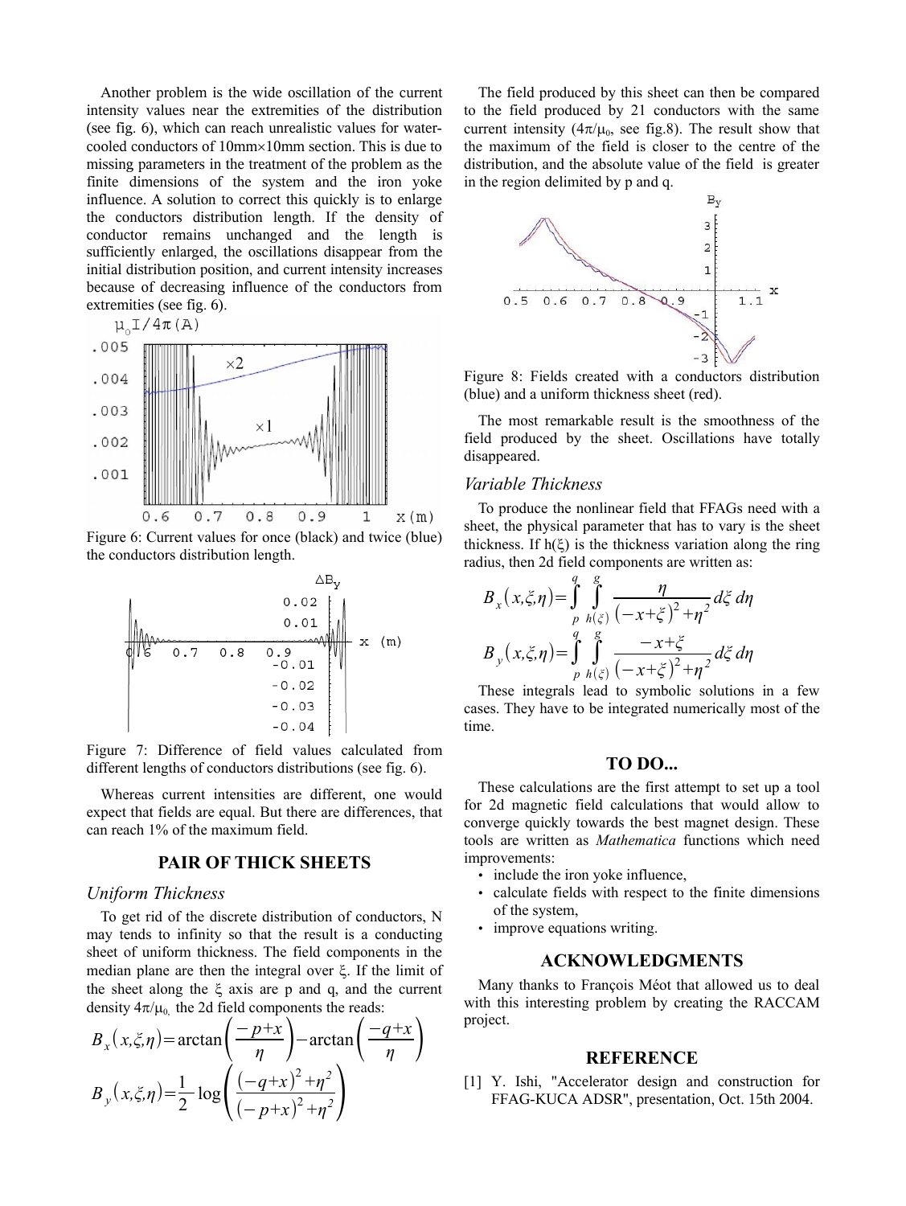Another problem is the wide oscillation of the current intensity values near the extremities of the distribution (see fig. 6), which can reach unrealistic values for water-cooled conductors of 10mm×10mm section. This is due to missing parameters in the treatment of the problem as the finite dimensions of the system and the iron yoke influence. A solution to correct this quickly is to enlarge the conductors distribution length. If the density of conductor remains unchanged and the length is sufficiently enlarged, the oscillations disappear from the initial distribution position, and current intensity increases because of decreasing influence of the conductors from extremities (see fig. 6).

$\mu_0 I/4\pi$ (A)
.005
.004
.003
.002
.001
×2
×1
0.6 0.7 0.8 0.9 1 x(m)

Figure 6: Current values for once (black) and twice (blue) the conductors distribution length.

$\Delta B_y$
0.02
0.01
-0.01
-0.02
-0.03
-0.04
0.6 0.7 0.8 0.9 x (m)

Figure 7: Difference of field values calculated from different lengths of conductors distributions (see fig. 6).

Whereas current intensities are different, one would expect that fields are equal. But there are differences, that can reach 1% of the maximum field.

## PAIR OF THICK SHEETS

### *Uniform Thickness*

To get rid of the discrete distribution of conductors, N may tends to infinity so that the result is a conducting sheet of uniform thickness. The field components in the median plane are then the integral over ξ. If the limit of the sheet along the ξ axis are p and q, and the current density $4\pi/\mu_0$, the 2d field components the reads:

$$B_x(x,\xi,\eta) = \arctan\left(\frac{-p+x}{\eta}\right) - \arctan\left(\frac{-q+x}{\eta}\right)$$

$$B_y(x,\xi,\eta) = \frac{1}{2}\log\left(\frac{(-q+x)^2+\eta^2}{(-p+x)^2+\eta^2}\right)$$

The field produced by this sheet can then be compared to the field produced by 21 conductors with the same current intensity ($4\pi/\mu_0$, see fig.8). The result show that the maximum of the field is closer to the centre of the distribution, and the absolute value of the field is greater in the region delimited by p and q.

$B_y$
3
2
1
-1
-2
-3
0.5 0.6 0.7 0.8 0.9 1.1 x

Figure 8: Fields created with a conductors distribution (blue) and a uniform thickness sheet (red).

The most remarkable result is the smoothness of the field produced by the sheet. Oscillations have totally disappeared.

### *Variable Thickness*

To produce the nonlinear field that FFAGs need with a sheet, the physical parameter that has to vary is the sheet thickness. If h(ξ) is the thickness variation along the ring radius, then 2d field components are written as:

$$B_x(x,\xi,\eta) = \int_p^q \int_{h(\xi)}^g \frac{\eta}{(-x+\xi)^2+\eta^2}\, d\xi\, d\eta$$

$$B_y(x,\xi,\eta) = \int_p^q \int_{h(\xi)}^g \frac{-x+\xi}{(-x+\xi)^2+\eta^2}\, d\xi\, d\eta$$

These integrals lead to symbolic solutions in a few cases. They have to be integrated numerically most of the time.

## TO DO...

These calculations are the first attempt to set up a tool for 2d magnetic field calculations that would allow to converge quickly towards the best magnet design. These tools are written as *Mathematica* functions which need improvements:

- include the iron yoke influence,
- calculate fields with respect to the finite dimensions of the system,
- improve equations writing.

## ACKNOWLEDGMENTS

Many thanks to François Méot that allowed us to deal with this interesting problem by creating the RACCAM project.

## REFERENCE

[1] Y. Ishi, "Accelerator design and construction for FFAG-KUCA ADSR", presentation, Oct. 15th 2004.